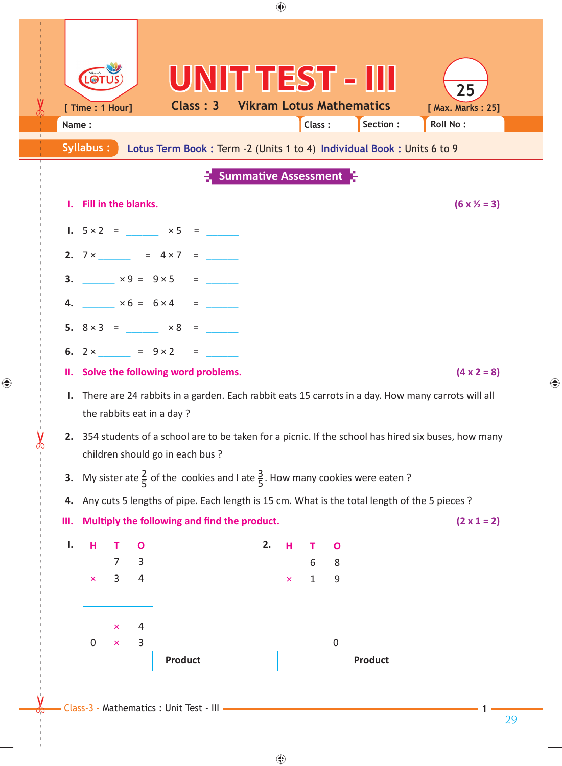# UNIT TEST - III

**Class : 3** **Vikram Lotus Mathematics**

[ Time : 1 Hour] [ Max. Marks : 25]

Name : Class : Section : Roll No :

**Syllabus :** **Lotus Term Book :** Term -2 (Units 1 to 4) **Individual Book :** Units 6 to 9

## Summative Assessment

### I. Fill in the blanks. (6 x ½ = 3)

1. 5 × 2 = ______ × 5 = ______
2. 7 × ______ = 4 × 7 = ______
3. ______ × 9 = 9 × 5 = ______
4. ______ × 6 = 6 × 4 = ______
5. 8 × 3 = ______ × 8 = ______
6. 2 × ______ = 9 × 2 = ______

### II. Solve the following word problems. (4 x 2 = 8)

1. There are 24 rabbits in a garden. Each rabbit eats 15 carrots in a day. How many carrots will all the rabbits eat in a day ?
2. 354 students of a school are to be taken for a picnic. If the school has hired six buses, how many children should go in each bus ?
3. My sister ate $\frac{2}{5}$ of the cookies and I ate $\frac{3}{5}$. How many cookies were eaten ?
4. Any cuts 5 lengths of pipe. Each length is 15 cm. What is the total length of the 5 pieces ?

### III. Multiply the following and find the product. (2 x 1 = 2)

1.

| H | T | O |
|---|---|---|
| | 7 | 3 |
| × | 3 | 4 |
| | | |
| | × | 4 |
| 0 | × | 3 |

Product: ______

2.

| H | T | O |
|---|---|---|
| | 6 | 8 |
| × | 1 | 9 |
| | | |
| | | 0 |

Product: ______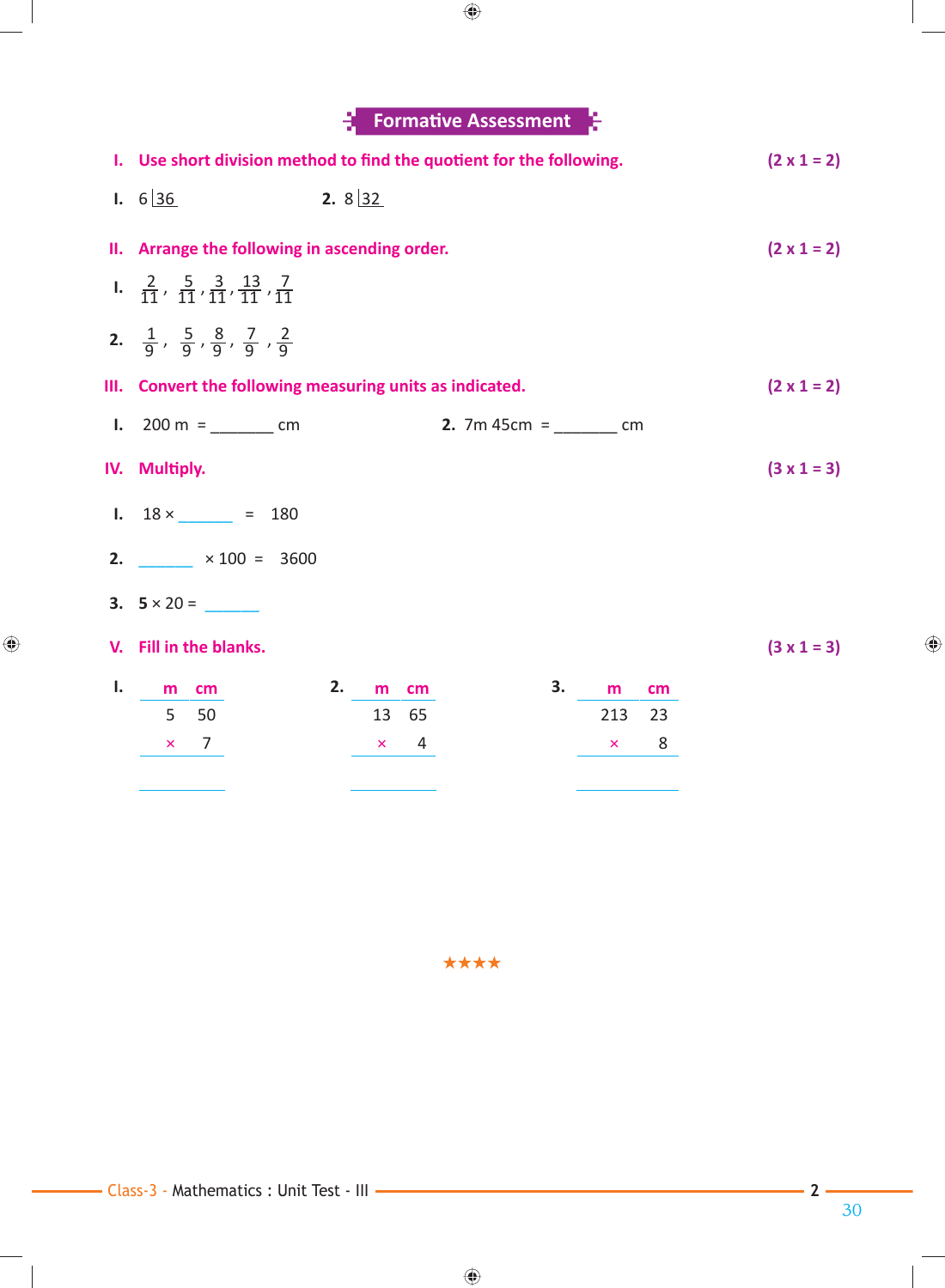## Formative Assessment

**I. Use short division method to find the quotient for the following.** **(2 x 1 = 2)**

I. $6\overline{)36}$   2. $8\overline{)32}$

**II. Arrange the following in ascending order.** **(2 x 1 = 2)**

I. $\frac{2}{11}, \frac{5}{11}, \frac{3}{11}, \frac{13}{11}, \frac{7}{11}$

2. $\frac{1}{9}, \frac{5}{9}, \frac{8}{9}, \frac{7}{9}, \frac{2}{9}$

**III. Convert the following measuring units as indicated.** **(2 x 1 = 2)**

I. 200 m = _______ cm   2. 7m 45cm = _______ cm

**IV. Multiply.** **(3 x 1 = 3)**

I. 18 × _______ = 180

2. _______ × 100 = 3600

3. 5 × 20 = _______

**V. Fill in the blanks.** **(3 x 1 = 3)**

I.

| m | cm |
|---|---|
| 5 | 50 |
| × | 7 |
| | |

2.

| m | cm |
|---|---|
| 13 | 65 |
| × | 4 |
| | |

3.

| m | cm |
|---|---|
| 213 | 23 |
| × | 8 |
| | |

★★★★